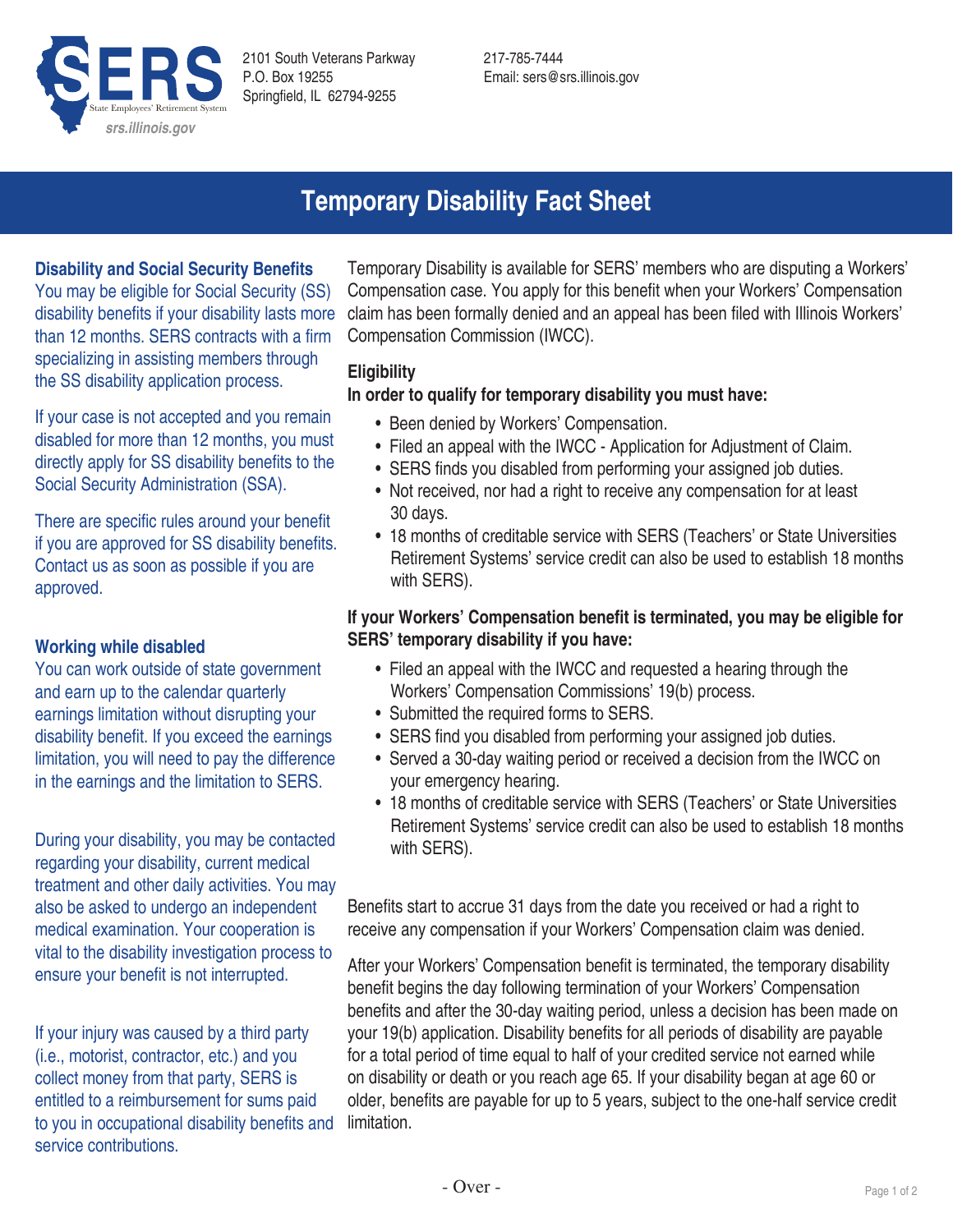SERS State Employees' Retirement System
srs.illinois.gov

2101 South Veterans Parkway
P.O. Box 19255
Springfield, IL 62794-9255

217-785-7444
Email: sers@srs.illinois.gov

# Temporary Disability Fact Sheet

Temporary Disability is available for SERS' members who are disputing a Workers' Compensation case. You apply for this benefit when your Workers' Compensation claim has been formally denied and an appeal has been filed with Illinois Workers' Compensation Commission (IWCC).

## Eligibility

**In order to qualify for temporary disability you must have:**

- Been denied by Workers' Compensation.
- Filed an appeal with the IWCC - Application for Adjustment of Claim.
- SERS finds you disabled from performing your assigned job duties.
- Not received, nor had a right to receive any compensation for at least 30 days.
- 18 months of creditable service with SERS (Teachers' or State Universities Retirement Systems' service credit can also be used to establish 18 months with SERS).

**If your Workers' Compensation benefit is terminated, you may be eligible for SERS' temporary disability if you have:**

- Filed an appeal with the IWCC and requested a hearing through the Workers' Compensation Commissions' 19(b) process.
- Submitted the required forms to SERS.
- SERS find you disabled from performing your assigned job duties.
- Served a 30-day waiting period or received a decision from the IWCC on your emergency hearing.
- 18 months of creditable service with SERS (Teachers' or State Universities Retirement Systems' service credit can also be used to establish 18 months with SERS).

Benefits start to accrue 31 days from the date you received or had a right to receive any compensation if your Workers' Compensation claim was denied.

After your Workers' Compensation benefit is terminated, the temporary disability benefit begins the day following termination of your Workers' Compensation benefits and after the 30-day waiting period, unless a decision has been made on your 19(b) application. Disability benefits for all periods of disability are payable for a total period of time equal to half of your credited service not earned while on disability or death or you reach age 65. If your disability began at age 60 or older, benefits are payable for up to 5 years, subject to the one-half service credit limitation.

## Disability and Social Security Benefits

You may be eligible for Social Security (SS) disability benefits if your disability lasts more than 12 months. SERS contracts with a firm specializing in assisting members through the SS disability application process.

If your case is not accepted and you remain disabled for more than 12 months, you must directly apply for SS disability benefits to the Social Security Administration (SSA).

There are specific rules around your benefit if you are approved for SS disability benefits. Contact us as soon as possible if you are approved.

## Working while disabled

You can work outside of state government and earn up to the calendar quarterly earnings limitation without disrupting your disability benefit. If you exceed the earnings limitation, you will need to pay the difference in the earnings and the limitation to SERS.

During your disability, you may be contacted regarding your disability, current medical treatment and other daily activities. You may also be asked to undergo an independent medical examination. Your cooperation is vital to the disability investigation process to ensure your benefit is not interrupted.

If your injury was caused by a third party (i.e., motorist, contractor, etc.) and you collect money from that party, SERS is entitled to a reimbursement for sums paid to you in occupational disability benefits and service contributions.

- Over -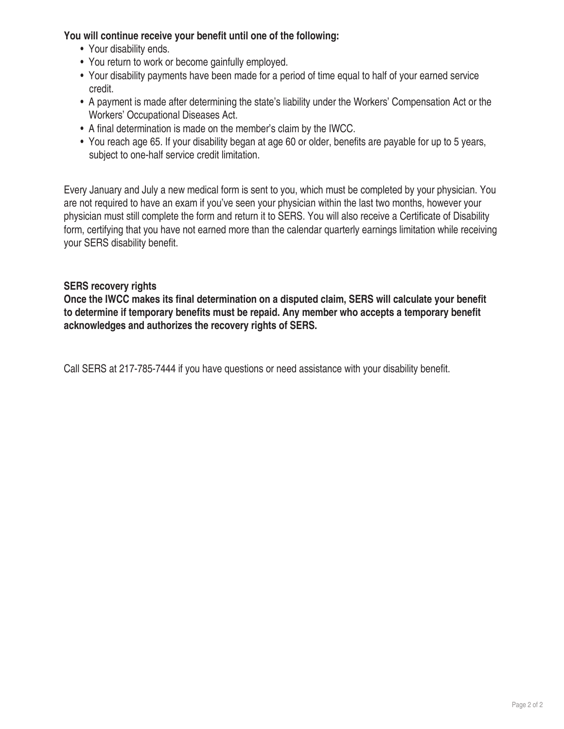**You will continue receive your benefit until one of the following:**

- Your disability ends.
- You return to work or become gainfully employed.
- Your disability payments have been made for a period of time equal to half of your earned service credit.
- A payment is made after determining the state's liability under the Workers' Compensation Act or the Workers' Occupational Diseases Act.
- A final determination is made on the member's claim by the IWCC.
- You reach age 65. If your disability began at age 60 or older, benefits are payable for up to 5 years, subject to one-half service credit limitation.

Every January and July a new medical form is sent to you, which must be completed by your physician. You are not required to have an exam if you've seen your physician within the last two months, however your physician must still complete the form and return it to SERS. You will also receive a Certificate of Disability form, certifying that you have not earned more than the calendar quarterly earnings limitation while receiving your SERS disability benefit.

**SERS recovery rights**

**Once the IWCC makes its final determination on a disputed claim, SERS will calculate your benefit to determine if temporary benefits must be repaid. Any member who accepts a temporary benefit acknowledges and authorizes the recovery rights of SERS.**

Call SERS at 217-785-7444 if you have questions or need assistance with your disability benefit.